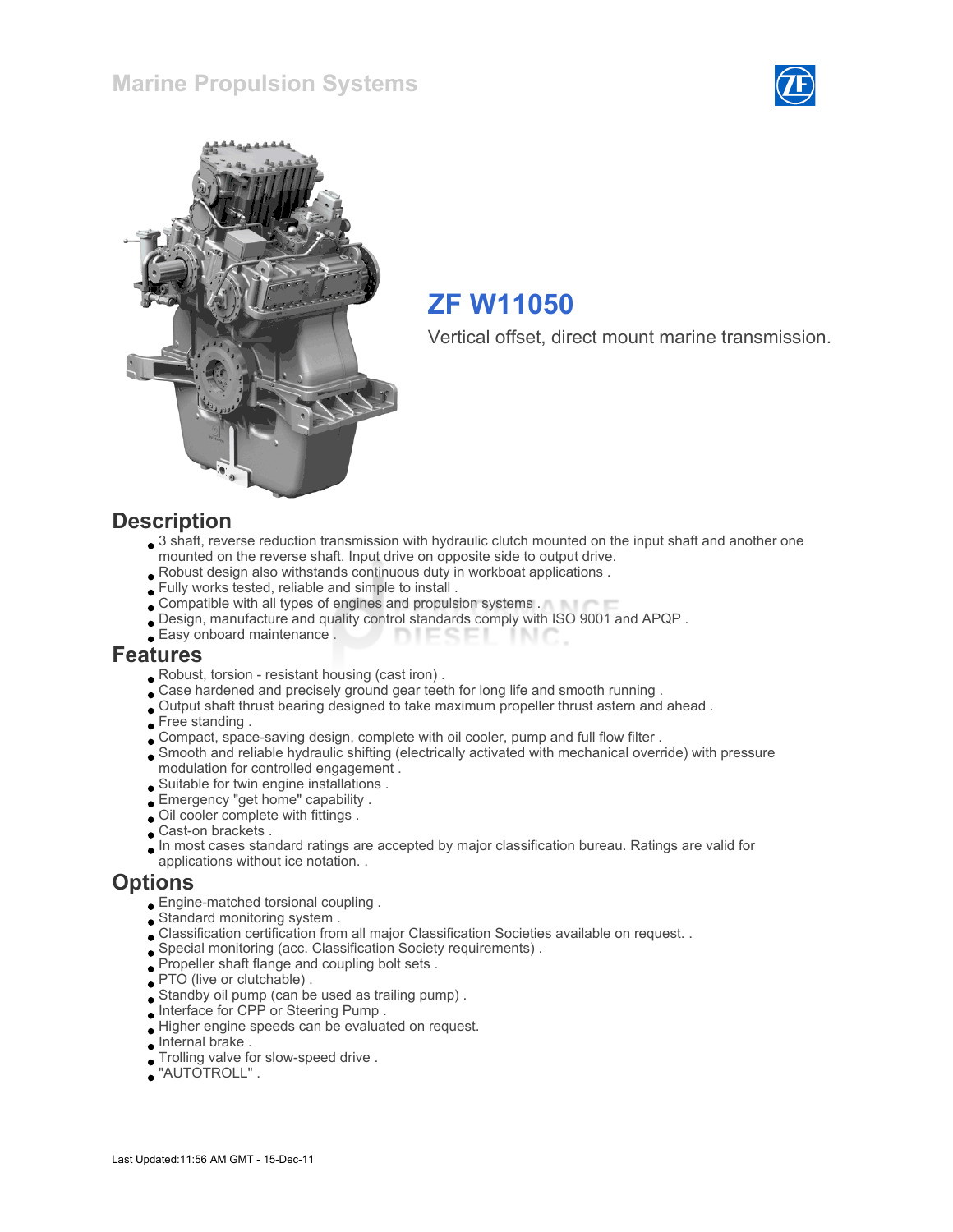# Marine Propulsion Systems

## ZF W11050

Vertical offset, direct mount marine transmission.

## Description

- 3 shaft, reverse reduction transmission with hydraulic clutch mounted on the input shaft and another one mounted on the reverse shaft. Input drive on opposite side to output drive.
- Robust design also withstands continuous duty in workboat applications .
- Fully works tested, reliable and simple to install .
- Compatible with all types of engines and propulsion systems .
- Design, manufacture and quality control standards comply with ISO 9001 and APQP .
- Easy onboard maintenance .

## Features

- Robust, torsion - resistant housing (cast iron) .
- Case hardened and precisely ground gear teeth for long life and smooth running .
- Output shaft thrust bearing designed to take maximum propeller thrust astern and ahead .
- Free standing .
- Compact, space-saving design, complete with oil cooler, pump and full flow filter .
- Smooth and reliable hydraulic shifting (electrically activated with mechanical override) with pressure modulation for controlled engagement .
- Suitable for twin engine installations .
- Emergency "get home" capability .
- Oil cooler complete with fittings .
- Cast-on brackets .
- In most cases standard ratings are accepted by major classification bureau. Ratings are valid for applications without ice notation. .

## Options

- Engine-matched torsional coupling .
- Standard monitoring system .
- Classification certification from all major Classification Societies available on request. .
- Special monitoring (acc. Classification Society requirements) .
- Propeller shaft flange and coupling bolt sets .
- PTO (live or clutchable) .
- Standby oil pump (can be used as trailing pump) .
- Interface for CPP or Steering Pump .
- Higher engine speeds can be evaluated on request.
- Internal brake .
- Trolling valve for slow-speed drive .
- "AUTOTROLL" .

Last Updated:11:56 AM GMT - 15-Dec-11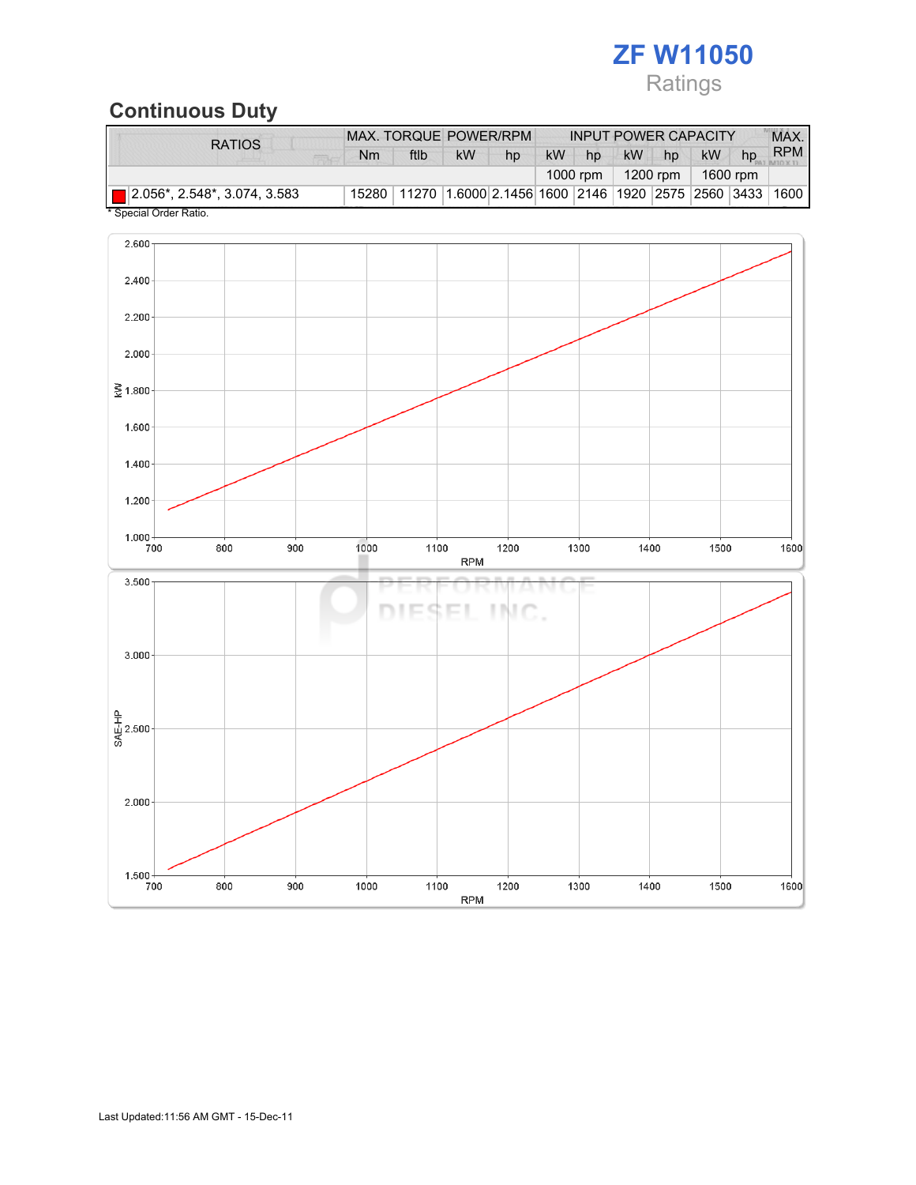# ZF W11050

Ratings

## Continuous Duty

| RATIOS | MAX. TORQUE | | POWER/RPM | | INPUT POWER CAPACITY | | | | | | MAX. RPM |
|---|---|---|---|---|---|---|---|---|---|---|---|
| | Nm | ftlb | kW | hp | kW | hp | kW | hp | kW | hp | |
| | | | | | 1000 rpm | | 1200 rpm | | 1600 rpm | | |
| 2.056*, 2.548*, 3.074, 3.583 | 15280 | 11270 | 1.6000 | 2.1456 | 1600 | 2146 | 1920 | 2575 | 2560 | 3433 | 1600 |

* Special Order Ratio.

Last Updated:11:56 AM GMT - 15-Dec-11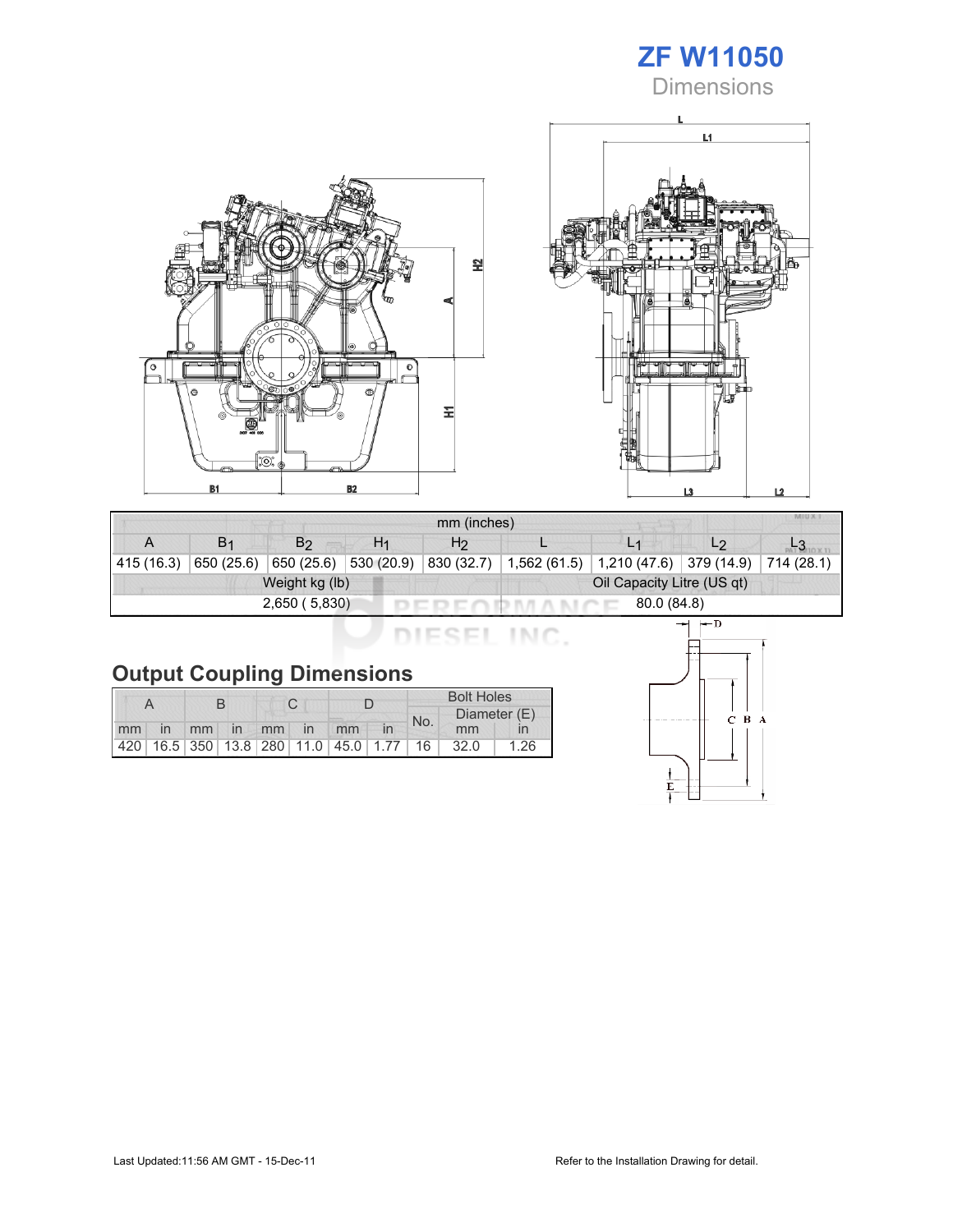# ZF W11050

## Dimensions

| mm (inches) | | | | | | | | |
|---|---|---|---|---|---|---|---|---|
| A | $B_1$ | $B_2$ | $H_1$ | $H_2$ | L | $L_1$ | $L_2$ | $L_3$ |
| 415 (16.3) | 650 (25.6) | 650 (25.6) | 530 (20.9) | 830 (32.7) | 1,562 (61.5) | 1,210 (47.6) | 379 (14.9) | 714 (28.1) |
| Weight kg (lb) | | | | | Oil Capacity Litre (US qt) | | | |
| 2,650 ( 5,830) | | | | | 80.0 (84.8) | | | |

## Output Coupling Dimensions

| A | | B | | C | | D | | Bolt Holes | | |
|---|---|---|---|---|---|---|---|---|---|---|
| | | | | | | | | No. | Diameter (E) | |
| mm | in | mm | in | mm | in | mm | in | | mm | in |
| 420 | 16.5 | 350 | 13.8 | 280 | 11.0 | 45.0 | 1.77 | 16 | 32.0 | 1.26 |

Last Updated:11:56 AM GMT - 15-Dec-11

Refer to the Installation Drawing for detail.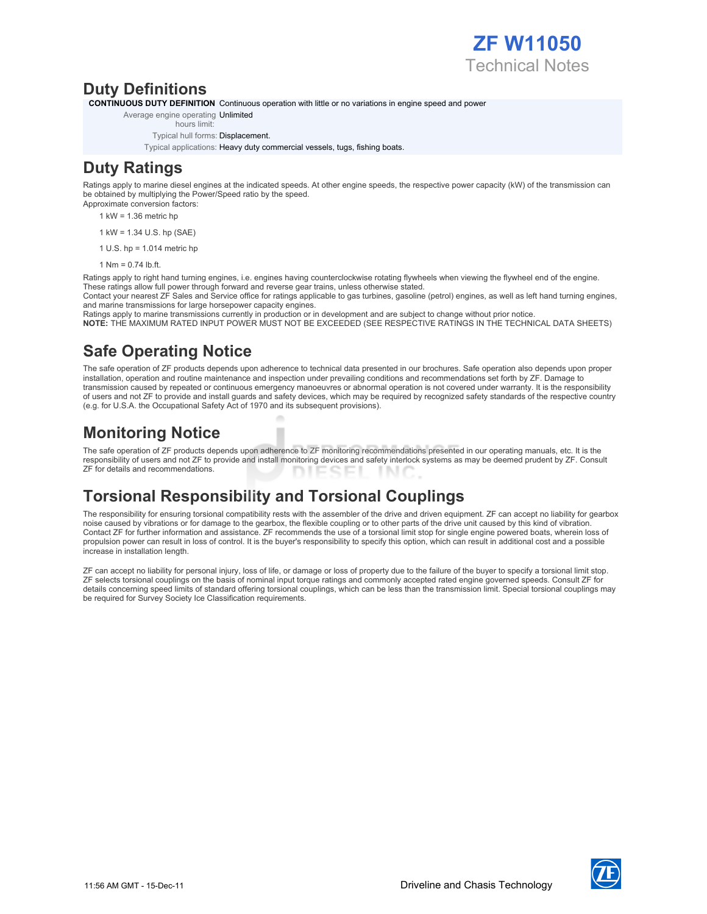# ZF W11050

## Technical Notes

## Duty Definitions

| | |
|---|---|
| **CONTINUOUS DUTY DEFINITION** | Continuous operation with little or no variations in engine speed and power |
| Average engine operating hours limit: | Unlimited |
| Typical hull forms: | Displacement. |
| Typical applications: | Heavy duty commercial vessels, tugs, fishing boats. |

## Duty Ratings

Ratings apply to marine diesel engines at the indicated speeds. At other engine speeds, the respective power capacity (kW) of the transmission can be obtained by multiplying the Power/Speed ratio by the speed.
Approximate conversion factors:

1 kW = 1.36 metric hp

1 kW = 1.34 U.S. hp (SAE)

1 U.S. hp = 1.014 metric hp

1 Nm = 0.74 lb.ft.

Ratings apply to right hand turning engines, i.e. engines having counterclockwise rotating flywheels when viewing the flywheel end of the engine. These ratings allow full power through forward and reverse gear trains, unless otherwise stated.
Contact your nearest ZF Sales and Service office for ratings applicable to gas turbines, gasoline (petrol) engines, as well as left hand turning engines, and marine transmissions for large horsepower capacity engines.
Ratings apply to marine transmissions currently in production or in development and are subject to change without prior notice.
**NOTE:** THE MAXIMUM RATED INPUT POWER MUST NOT BE EXCEEDED (SEE RESPECTIVE RATINGS IN THE TECHNICAL DATA SHEETS)

## Safe Operating Notice

The safe operation of ZF products depends upon adherence to technical data presented in our brochures. Safe operation also depends upon proper installation, operation and routine maintenance and inspection under prevailing conditions and recommendations set forth by ZF. Damage to transmission caused by repeated or continuous emergency manoeuvres or abnormal operation is not covered under warranty. It is the responsibility of users and not ZF to provide and install guards and safety devices, which may be required by recognized safety standards of the respective country (e.g. for U.S.A. the Occupational Safety Act of 1970 and its subsequent provisions).

## Monitoring Notice

The safe operation of ZF products depends upon adherence to ZF monitoring recommendations presented in our operating manuals, etc. It is the responsibility of users and not ZF to provide and install monitoring devices and safety interlock systems as may be deemed prudent by ZF. Consult ZF for details and recommendations.

## Torsional Responsibility and Torsional Couplings

The responsibility for ensuring torsional compatibility rests with the assembler of the drive and driven equipment. ZF can accept no liability for gearbox noise caused by vibrations or for damage to the gearbox, the flexible coupling or to other parts of the drive unit caused by this kind of vibration. Contact ZF for further information and assistance. ZF recommends the use of a torsional limit stop for single engine powered boats, wherein loss of propulsion power can result in loss of control. It is the buyer's responsibility to specify this option, which can result in additional cost and a possible increase in installation length.

ZF can accept no liability for personal injury, loss of life, or damage or loss of property due to the failure of the buyer to specify a torsional limit stop. ZF selects torsional couplings on the basis of nominal input torque ratings and commonly accepted rated engine governed speeds. Consult ZF for details concerning speed limits of standard offering torsional couplings, which can be less than the transmission limit. Special torsional couplings may be required for Survey Society Ice Classification requirements.

11:56 AM GMT - 15-Dec-11

Driveline and Chasis Technology